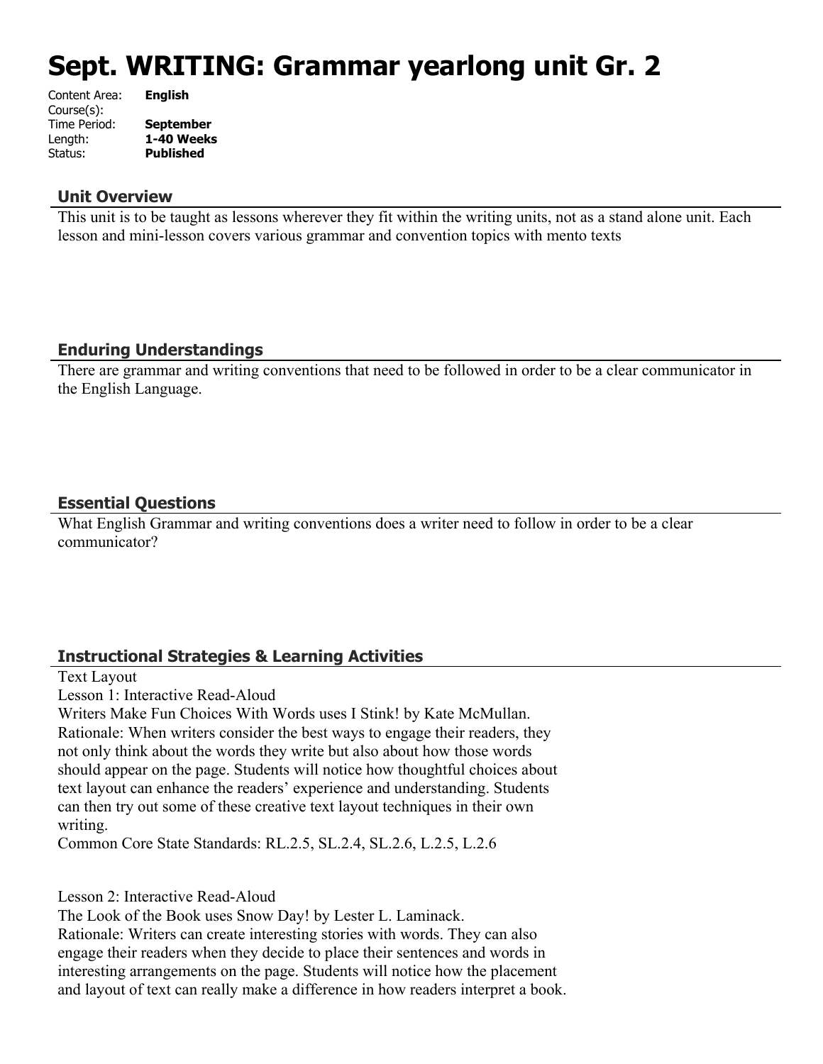# Sept. WRITING: Grammar yearlong unit Gr. 2

Content Area: **English**
Course(s):
Time Period: **September**
Length: **1-40 Weeks**
Status: **Published**

## Unit Overview

This unit is to be taught as lessons wherever they fit within the writing units, not as a stand alone unit. Each lesson and mini-lesson covers various grammar and convention topics with mento texts

## Enduring Understandings

There are grammar and writing conventions that need to be followed in order to be a clear communicator in the English Language.

## Essential Questions

What English Grammar and writing conventions does a writer need to follow in order to be a clear communicator?

## Instructional Strategies & Learning Activities

Text Layout
Lesson 1: Interactive Read-Aloud
Writers Make Fun Choices With Words uses I Stink! by Kate McMullan.
Rationale: When writers consider the best ways to engage their readers, they not only think about the words they write but also about how those words should appear on the page. Students will notice how thoughtful choices about text layout can enhance the readers' experience and understanding. Students can then try out some of these creative text layout techniques in their own writing.
Common Core State Standards: RL.2.5, SL.2.4, SL.2.6, L.2.5, L.2.6

Lesson 2: Interactive Read-Aloud
The Look of the Book uses Snow Day! by Lester L. Laminack.
Rationale: Writers can create interesting stories with words. They can also engage their readers when they decide to place their sentences and words in interesting arrangements on the page. Students will notice how the placement and layout of text can really make a difference in how readers interpret a book.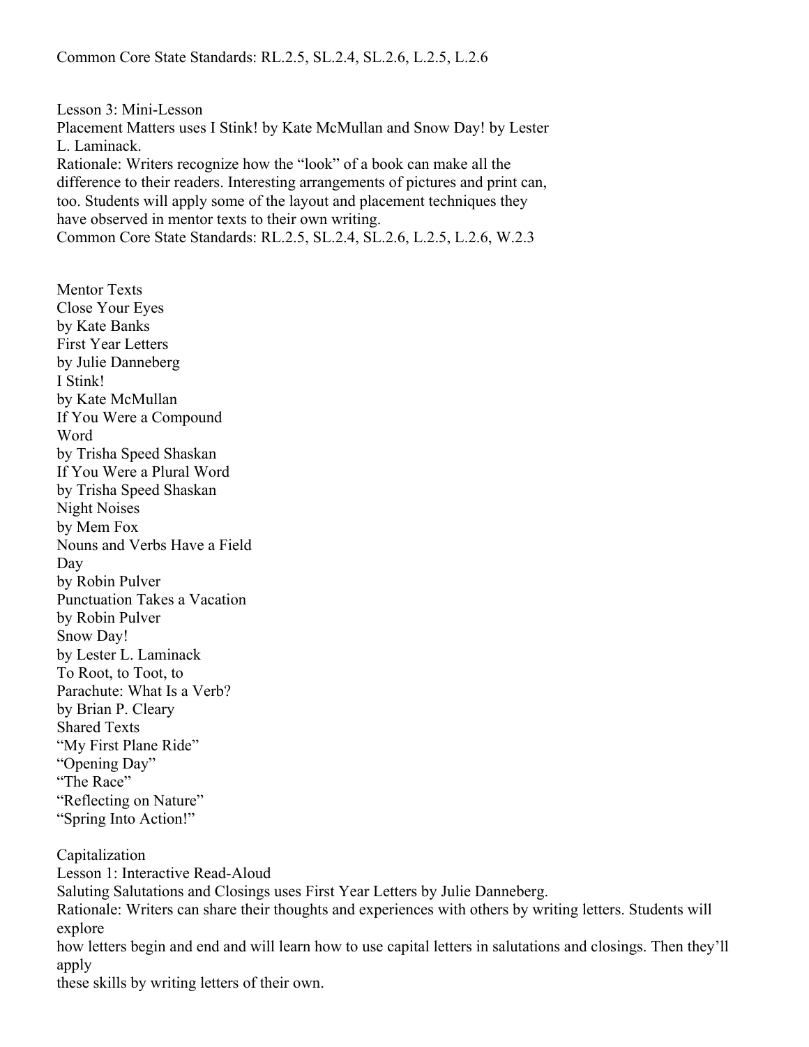Common Core State Standards: RL.2.5, SL.2.4, SL.2.6, L.2.5, L.2.6

Lesson 3: Mini-Lesson
Placement Matters uses I Stink! by Kate McMullan and Snow Day! by Lester L. Laminack.
Rationale: Writers recognize how the "look" of a book can make all the difference to their readers. Interesting arrangements of pictures and print can, too. Students will apply some of the layout and placement techniques they have observed in mentor texts to their own writing.
Common Core State Standards: RL.2.5, SL.2.4, SL.2.6, L.2.5, L.2.6, W.2.3

Mentor Texts
Close Your Eyes
by Kate Banks
First Year Letters
by Julie Danneberg
I Stink!
by Kate McMullan
If You Were a Compound Word
by Trisha Speed Shaskan
If You Were a Plural Word
by Trisha Speed Shaskan
Night Noises
by Mem Fox
Nouns and Verbs Have a Field Day
by Robin Pulver
Punctuation Takes a Vacation
by Robin Pulver
Snow Day!
by Lester L. Laminack
To Root, to Toot, to Parachute: What Is a Verb?
by Brian P. Cleary
Shared Texts
"My First Plane Ride"
"Opening Day"
"The Race"
"Reflecting on Nature"
"Spring Into Action!"

Capitalization
Lesson 1: Interactive Read-Aloud
Saluting Salutations and Closings uses First Year Letters by Julie Danneberg.
Rationale: Writers can share their thoughts and experiences with others by writing letters. Students will explore how letters begin and end and will learn how to use capital letters in salutations and closings. Then they'll apply these skills by writing letters of their own.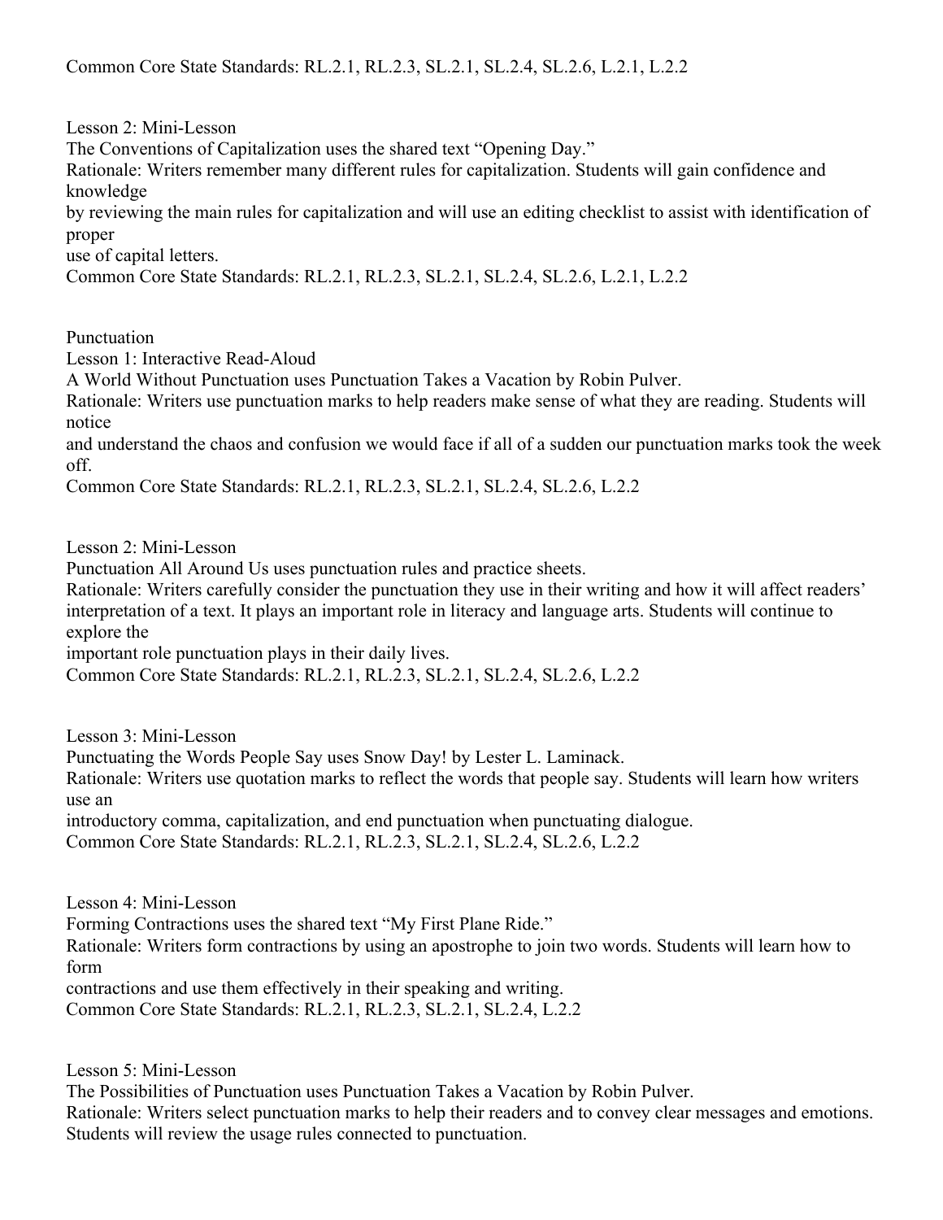Common Core State Standards: RL.2.1, RL.2.3, SL.2.1, SL.2.4, SL.2.6, L.2.1, L.2.2

Lesson 2: Mini-Lesson
The Conventions of Capitalization uses the shared text "Opening Day."
Rationale: Writers remember many different rules for capitalization. Students will gain confidence and knowledge by reviewing the main rules for capitalization and will use an editing checklist to assist with identification of proper use of capital letters.
Common Core State Standards: RL.2.1, RL.2.3, SL.2.1, SL.2.4, SL.2.6, L.2.1, L.2.2

Punctuation
Lesson 1: Interactive Read-Aloud
A World Without Punctuation uses Punctuation Takes a Vacation by Robin Pulver.
Rationale: Writers use punctuation marks to help readers make sense of what they are reading. Students will notice and understand the chaos and confusion we would face if all of a sudden our punctuation marks took the week off.
Common Core State Standards: RL.2.1, RL.2.3, SL.2.1, SL.2.4, SL.2.6, L.2.2

Lesson 2: Mini-Lesson
Punctuation All Around Us uses punctuation rules and practice sheets.
Rationale: Writers carefully consider the punctuation they use in their writing and how it will affect readers' interpretation of a text. It plays an important role in literacy and language arts. Students will continue to explore the important role punctuation plays in their daily lives.
Common Core State Standards: RL.2.1, RL.2.3, SL.2.1, SL.2.4, SL.2.6, L.2.2

Lesson 3: Mini-Lesson
Punctuating the Words People Say uses Snow Day! by Lester L. Laminack.
Rationale: Writers use quotation marks to reflect the words that people say. Students will learn how writers use an introductory comma, capitalization, and end punctuation when punctuating dialogue.
Common Core State Standards: RL.2.1, RL.2.3, SL.2.1, SL.2.4, SL.2.6, L.2.2

Lesson 4: Mini-Lesson
Forming Contractions uses the shared text "My First Plane Ride."
Rationale: Writers form contractions by using an apostrophe to join two words. Students will learn how to form contractions and use them effectively in their speaking and writing.
Common Core State Standards: RL.2.1, RL.2.3, SL.2.1, SL.2.4, L.2.2

Lesson 5: Mini-Lesson
The Possibilities of Punctuation uses Punctuation Takes a Vacation by Robin Pulver.
Rationale: Writers select punctuation marks to help their readers and to convey clear messages and emotions. Students will review the usage rules connected to punctuation.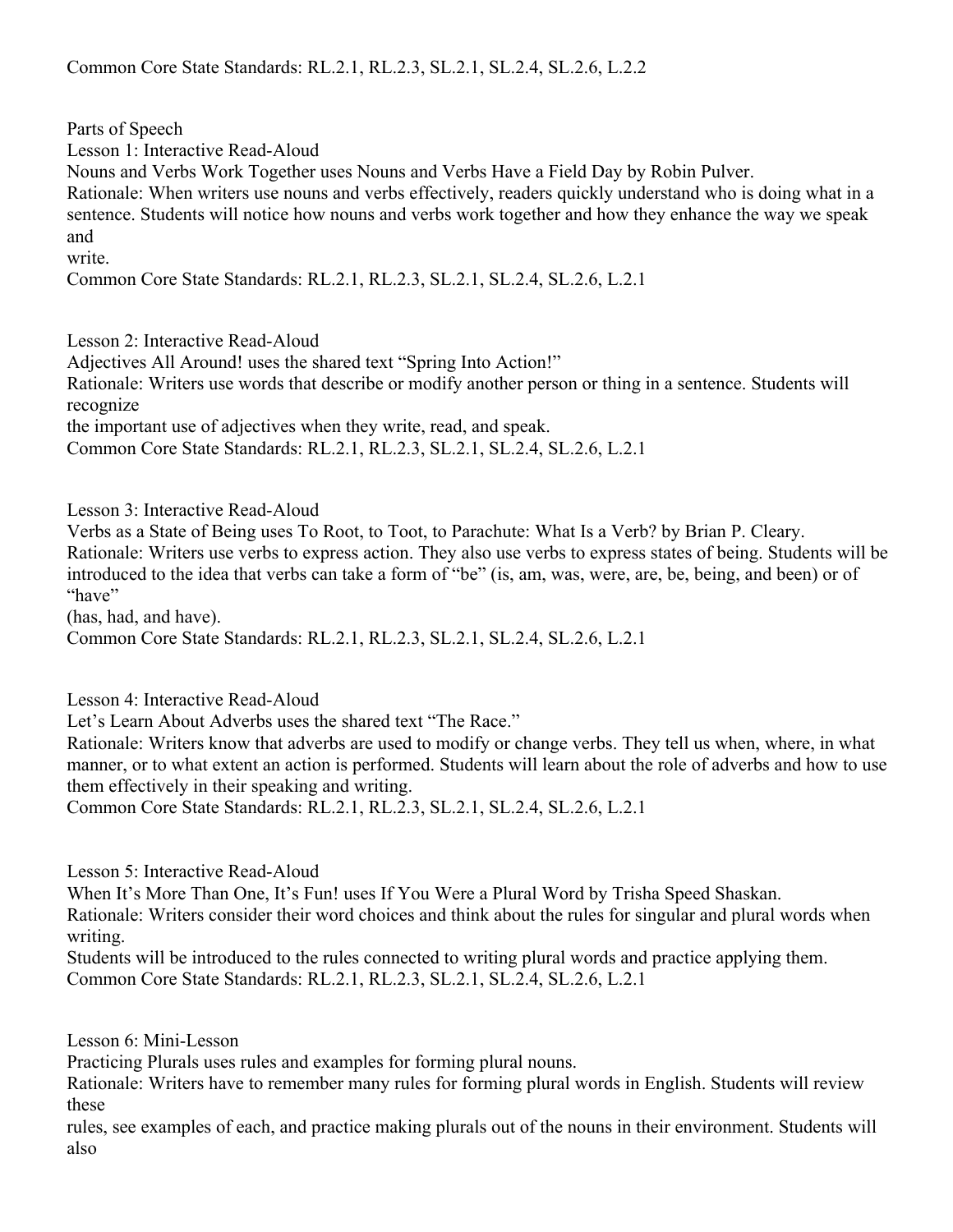Common Core State Standards: RL.2.1, RL.2.3, SL.2.1, SL.2.4, SL.2.6, L.2.2

Parts of Speech

Lesson 1: Interactive Read-Aloud

Nouns and Verbs Work Together uses Nouns and Verbs Have a Field Day by Robin Pulver.

Rationale: When writers use nouns and verbs effectively, readers quickly understand who is doing what in a sentence. Students will notice how nouns and verbs work together and how they enhance the way we speak and write.

Common Core State Standards: RL.2.1, RL.2.3, SL.2.1, SL.2.4, SL.2.6, L.2.1

Lesson 2: Interactive Read-Aloud

Adjectives All Around! uses the shared text "Spring Into Action!"

Rationale: Writers use words that describe or modify another person or thing in a sentence. Students will recognize the important use of adjectives when they write, read, and speak.

Common Core State Standards: RL.2.1, RL.2.3, SL.2.1, SL.2.4, SL.2.6, L.2.1

Lesson 3: Interactive Read-Aloud

Verbs as a State of Being uses To Root, to Toot, to Parachute: What Is a Verb? by Brian P. Cleary.

Rationale: Writers use verbs to express action. They also use verbs to express states of being. Students will be introduced to the idea that verbs can take a form of "be" (is, am, was, were, are, be, being, and been) or of "have" (has, had, and have).

Common Core State Standards: RL.2.1, RL.2.3, SL.2.1, SL.2.4, SL.2.6, L.2.1

Lesson 4: Interactive Read-Aloud

Let's Learn About Adverbs uses the shared text "The Race."

Rationale: Writers know that adverbs are used to modify or change verbs. They tell us when, where, in what manner, or to what extent an action is performed. Students will learn about the role of adverbs and how to use them effectively in their speaking and writing.

Common Core State Standards: RL.2.1, RL.2.3, SL.2.1, SL.2.4, SL.2.6, L.2.1

Lesson 5: Interactive Read-Aloud

When It's More Than One, It's Fun! uses If You Were a Plural Word by Trisha Speed Shaskan.

Rationale: Writers consider their word choices and think about the rules for singular and plural words when writing.

Students will be introduced to the rules connected to writing plural words and practice applying them.

Common Core State Standards: RL.2.1, RL.2.3, SL.2.1, SL.2.4, SL.2.6, L.2.1

Lesson 6: Mini-Lesson

Practicing Plurals uses rules and examples for forming plural nouns.

Rationale: Writers have to remember many rules for forming plural words in English. Students will review these rules, see examples of each, and practice making plurals out of the nouns in their environment. Students will also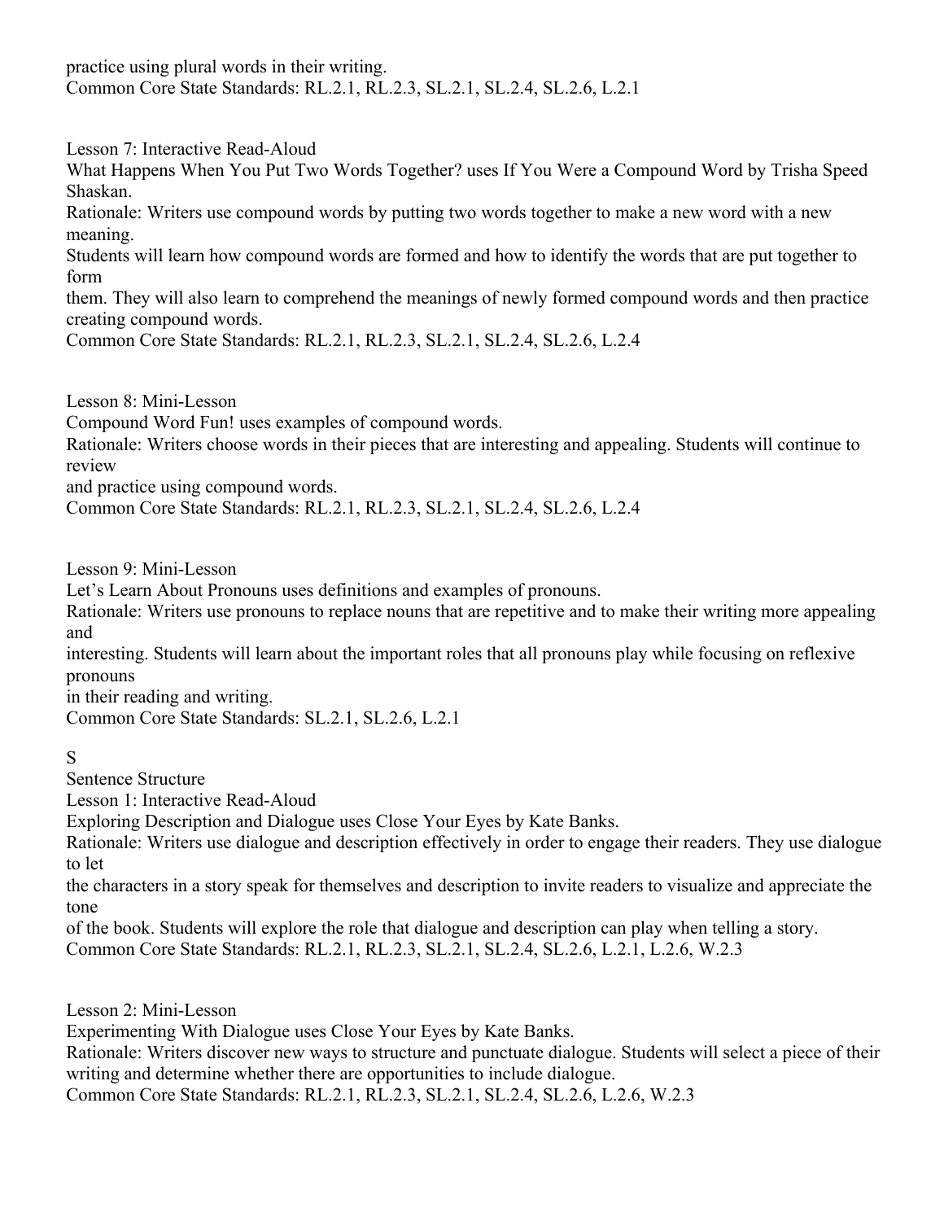practice using plural words in their writing.
Common Core State Standards: RL.2.1, RL.2.3, SL.2.1, SL.2.4, SL.2.6, L.2.1

Lesson 7: Interactive Read-Aloud
What Happens When You Put Two Words Together? uses If You Were a Compound Word by Trisha Speed Shaskan.
Rationale: Writers use compound words by putting two words together to make a new word with a new meaning.
Students will learn how compound words are formed and how to identify the words that are put together to form
them. They will also learn to comprehend the meanings of newly formed compound words and then practice creating compound words.
Common Core State Standards: RL.2.1, RL.2.3, SL.2.1, SL.2.4, SL.2.6, L.2.4

Lesson 8: Mini-Lesson
Compound Word Fun! uses examples of compound words.
Rationale: Writers choose words in their pieces that are interesting and appealing. Students will continue to review
and practice using compound words.
Common Core State Standards: RL.2.1, RL.2.3, SL.2.1, SL.2.4, SL.2.6, L.2.4

Lesson 9: Mini-Lesson
Let's Learn About Pronouns uses definitions and examples of pronouns.
Rationale: Writers use pronouns to replace nouns that are repetitive and to make their writing more appealing and
interesting. Students will learn about the important roles that all pronouns play while focusing on reflexive pronouns
in their reading and writing.
Common Core State Standards: SL.2.1, SL.2.6, L.2.1

S

Sentence Structure

Lesson 1: Interactive Read-Aloud
Exploring Description and Dialogue uses Close Your Eyes by Kate Banks.
Rationale: Writers use dialogue and description effectively in order to engage their readers. They use dialogue to let
the characters in a story speak for themselves and description to invite readers to visualize and appreciate the tone
of the book. Students will explore the role that dialogue and description can play when telling a story.
Common Core State Standards: RL.2.1, RL.2.3, SL.2.1, SL.2.4, SL.2.6, L.2.1, L.2.6, W.2.3

Lesson 2: Mini-Lesson
Experimenting With Dialogue uses Close Your Eyes by Kate Banks.
Rationale: Writers discover new ways to structure and punctuate dialogue. Students will select a piece of their writing and determine whether there are opportunities to include dialogue.
Common Core State Standards: RL.2.1, RL.2.3, SL.2.1, SL.2.4, SL.2.6, L.2.6, W.2.3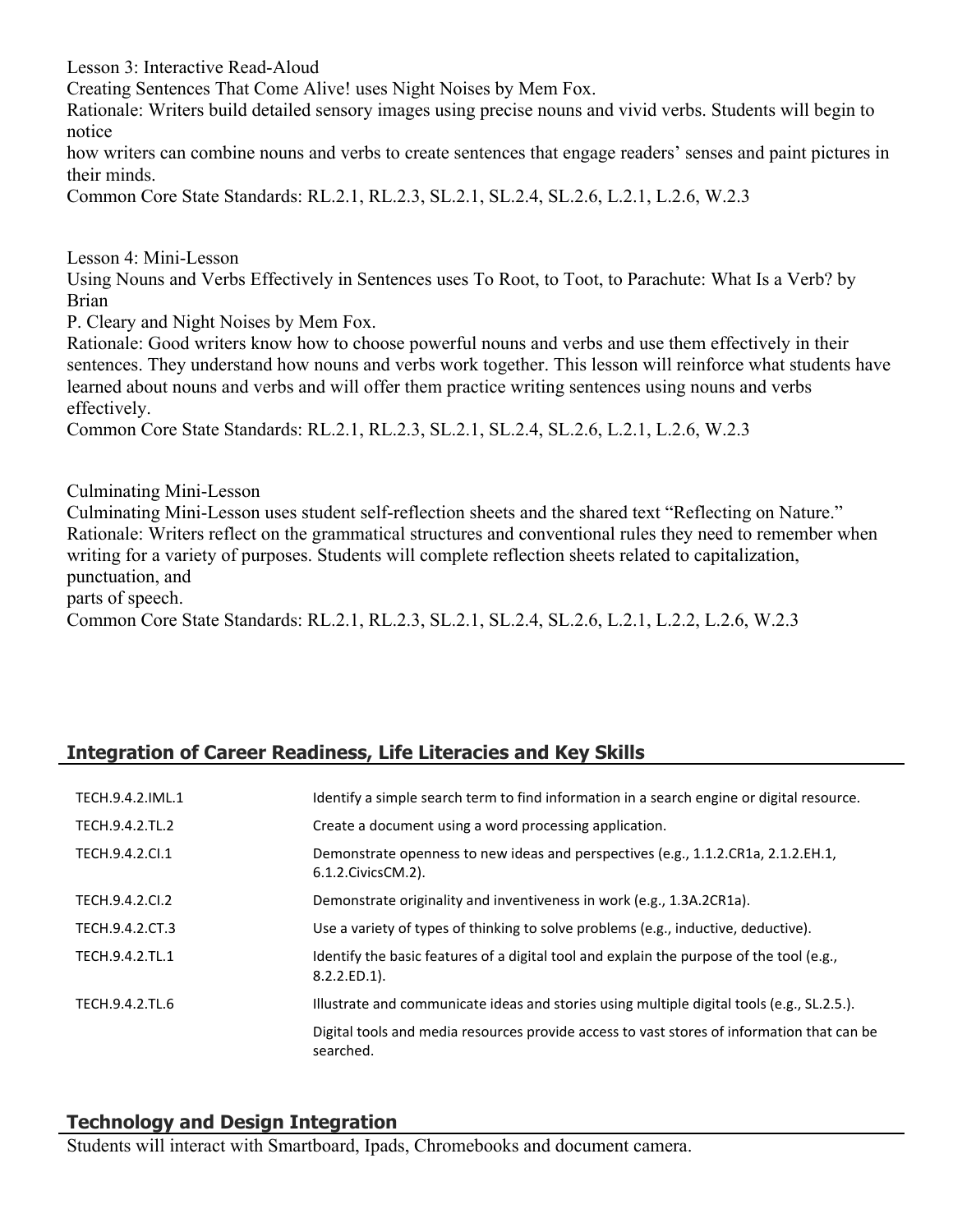Lesson 3: Interactive Read-Aloud
Creating Sentences That Come Alive! uses Night Noises by Mem Fox.
Rationale: Writers build detailed sensory images using precise nouns and vivid verbs. Students will begin to notice
how writers can combine nouns and verbs to create sentences that engage readers' senses and paint pictures in their minds.
Common Core State Standards: RL.2.1, RL.2.3, SL.2.1, SL.2.4, SL.2.6, L.2.1, L.2.6, W.2.3

Lesson 4: Mini-Lesson
Using Nouns and Verbs Effectively in Sentences uses To Root, to Toot, to Parachute: What Is a Verb? by Brian
P. Cleary and Night Noises by Mem Fox.
Rationale: Good writers know how to choose powerful nouns and verbs and use them effectively in their sentences. They understand how nouns and verbs work together. This lesson will reinforce what students have learned about nouns and verbs and will offer them practice writing sentences using nouns and verbs effectively.
Common Core State Standards: RL.2.1, RL.2.3, SL.2.1, SL.2.4, SL.2.6, L.2.1, L.2.6, W.2.3

Culminating Mini-Lesson
Culminating Mini-Lesson uses student self-reflection sheets and the shared text "Reflecting on Nature."
Rationale: Writers reflect on the grammatical structures and conventional rules they need to remember when writing for a variety of purposes. Students will complete reflection sheets related to capitalization, punctuation, and
parts of speech.
Common Core State Standards: RL.2.1, RL.2.3, SL.2.1, SL.2.4, SL.2.6, L.2.1, L.2.2, L.2.6, W.2.3

## Integration of Career Readiness, Life Literacies and Key Skills

| | |
|---|---|
| TECH.9.4.2.IML.1 | Identify a simple search term to find information in a search engine or digital resource. |
| TECH.9.4.2.TL.2 | Create a document using a word processing application. |
| TECH.9.4.2.CI.1 | Demonstrate openness to new ideas and perspectives (e.g., 1.1.2.CR1a, 2.1.2.EH.1, 6.1.2.CivicsCM.2). |
| TECH.9.4.2.CI.2 | Demonstrate originality and inventiveness in work (e.g., 1.3A.2CR1a). |
| TECH.9.4.2.CT.3 | Use a variety of types of thinking to solve problems (e.g., inductive, deductive). |
| TECH.9.4.2.TL.1 | Identify the basic features of a digital tool and explain the purpose of the tool (e.g., 8.2.2.ED.1). |
| TECH.9.4.2.TL.6 | Illustrate and communicate ideas and stories using multiple digital tools (e.g., SL.2.5.). |
| | Digital tools and media resources provide access to vast stores of information that can be searched. |

## Technology and Design Integration

Students will interact with Smartboard, Ipads, Chromebooks and document camera.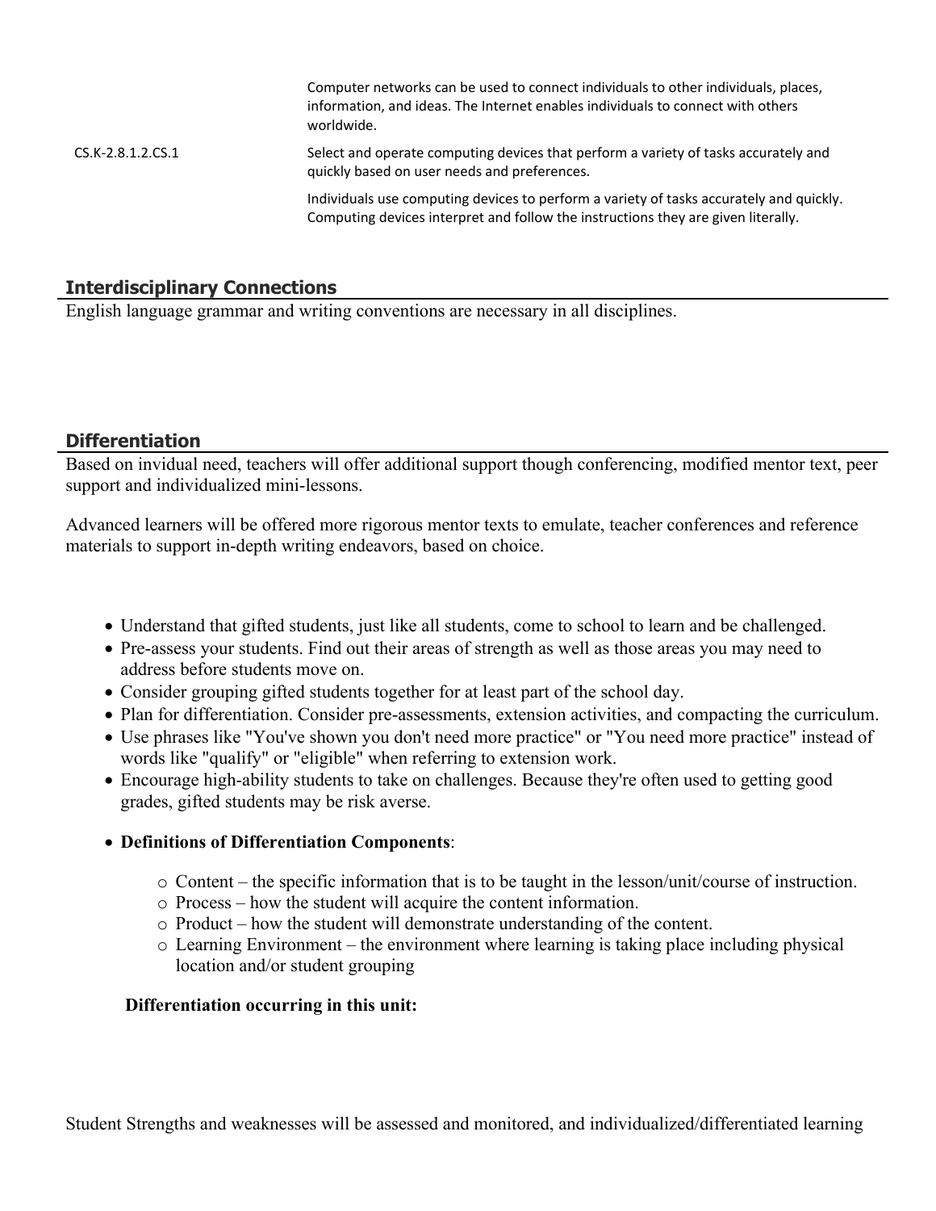| | |
|---|---|
| | Computer networks can be used to connect individuals to other individuals, places, information, and ideas. The Internet enables individuals to connect with others worldwide. |
| CS.K-2.8.1.2.CS.1 | Select and operate computing devices that perform a variety of tasks accurately and quickly based on user needs and preferences. |
| | Individuals use computing devices to perform a variety of tasks accurately and quickly. Computing devices interpret and follow the instructions they are given literally. |

## Interdisciplinary Connections

English language grammar and writing conventions are necessary in all disciplines.

## Differentiation

Based on invidual need, teachers will offer additional support though conferencing, modified mentor text, peer support and individualized mini-lessons.

Advanced learners will be offered more rigorous mentor texts to emulate, teacher conferences and reference materials to support in-depth writing endeavors, based on choice.

- Understand that gifted students, just like all students, come to school to learn and be challenged.
- Pre-assess your students. Find out their areas of strength as well as those areas you may need to address before students move on.
- Consider grouping gifted students together for at least part of the school day.
- Plan for differentiation. Consider pre-assessments, extension activities, and compacting the curriculum.
- Use phrases like "You've shown you don't need more practice" or "You need more practice" instead of words like "qualify" or "eligible" when referring to extension work.
- Encourage high-ability students to take on challenges. Because they're often used to getting good grades, gifted students may be risk averse.
- **Definitions of Differentiation Components**:
  - Content – the specific information that is to be taught in the lesson/unit/course of instruction.
  - Process – how the student will acquire the content information.
  - Product – how the student will demonstrate understanding of the content.
  - Learning Environment – the environment where learning is taking place including physical location and/or student grouping

**Differentiation occurring in this unit:**

Student Strengths and weaknesses will be assessed and monitored, and individualized/differentiated learning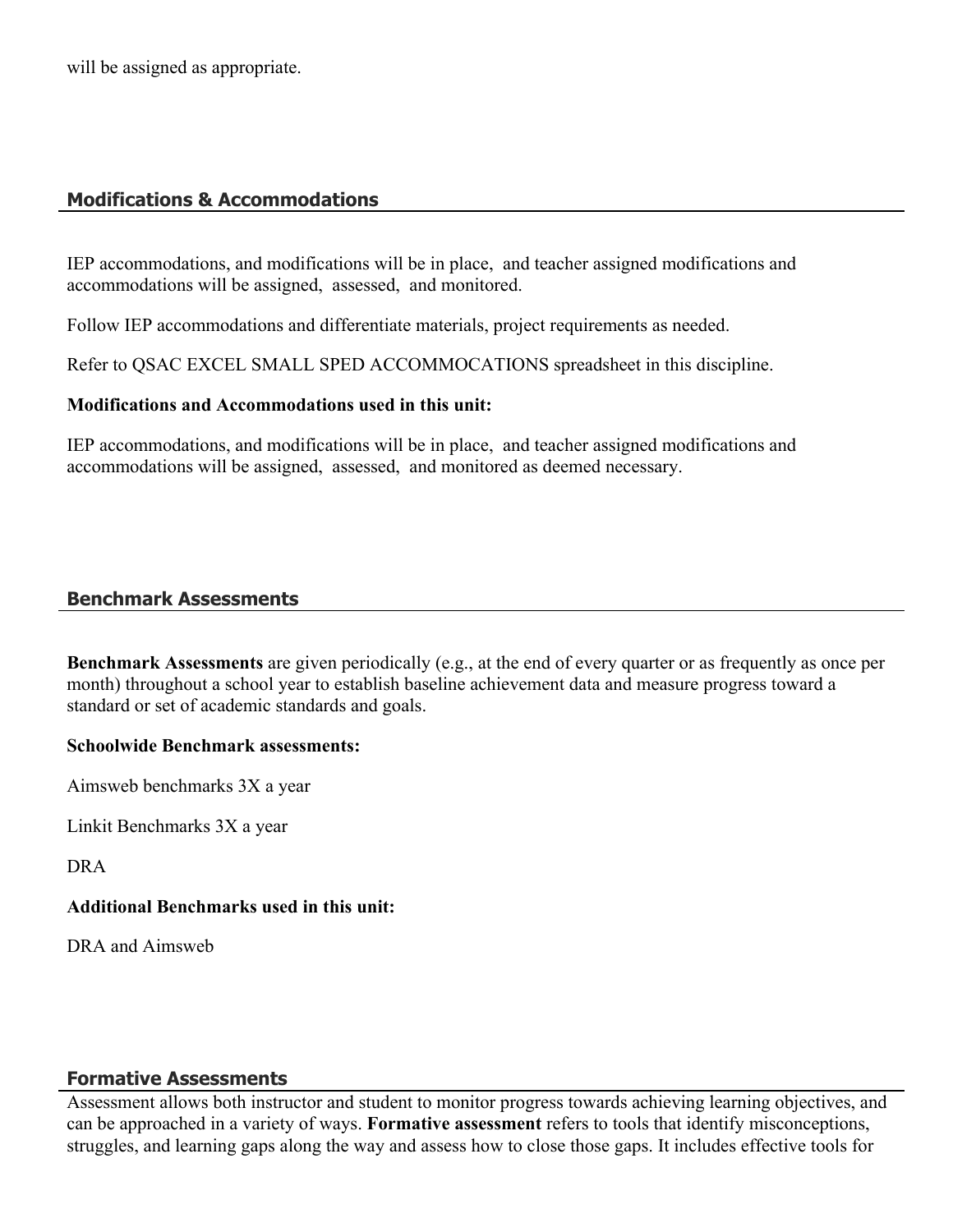will be assigned as appropriate.

## Modifications & Accommodations

IEP accommodations, and modifications will be in place,  and teacher assigned modifications and accommodations will be assigned,  assessed,  and monitored.

Follow IEP accommodations and differentiate materials, project requirements as needed.

Refer to QSAC EXCEL SMALL SPED ACCOMMOCATIONS spreadsheet in this discipline.

**Modifications and Accommodations used in this unit:**

IEP accommodations, and modifications will be in place,  and teacher assigned modifications and accommodations will be assigned,  assessed,  and monitored as deemed necessary.

## Benchmark Assessments

**Benchmark Assessments** are given periodically (e.g., at the end of every quarter or as frequently as once per month) throughout a school year to establish baseline achievement data and measure progress toward a standard or set of academic standards and goals.

**Schoolwide Benchmark assessments:**

Aimsweb benchmarks 3X a year

Linkit Benchmarks 3X a year

DRA

**Additional Benchmarks used in this unit:**

DRA and Aimsweb

## Formative Assessments

Assessment allows both instructor and student to monitor progress towards achieving learning objectives, and can be approached in a variety of ways. **Formative assessment** refers to tools that identify misconceptions, struggles, and learning gaps along the way and assess how to close those gaps. It includes effective tools for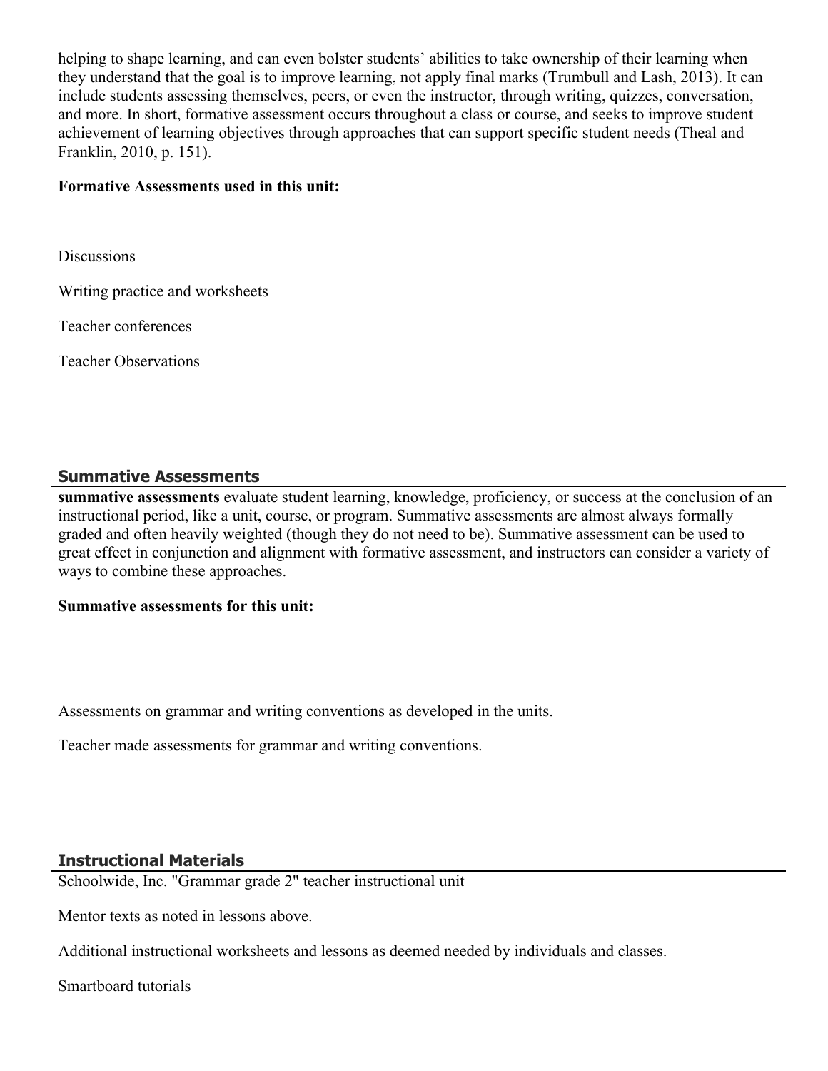helping to shape learning, and can even bolster students' abilities to take ownership of their learning when they understand that the goal is to improve learning, not apply final marks (Trumbull and Lash, 2013). It can include students assessing themselves, peers, or even the instructor, through writing, quizzes, conversation, and more. In short, formative assessment occurs throughout a class or course, and seeks to improve student achievement of learning objectives through approaches that can support specific student needs (Theal and Franklin, 2010, p. 151).

**Formative Assessments used in this unit:**

Discussions

Writing practice and worksheets

Teacher conferences

Teacher Observations

## Summative Assessments

**summative assessments** evaluate student learning, knowledge, proficiency, or success at the conclusion of an instructional period, like a unit, course, or program. Summative assessments are almost always formally graded and often heavily weighted (though they do not need to be). Summative assessment can be used to great effect in conjunction and alignment with formative assessment, and instructors can consider a variety of ways to combine these approaches.

**Summative assessments for this unit:**

Assessments on grammar and writing conventions as developed in the units.

Teacher made assessments for grammar and writing conventions.

## Instructional Materials

Schoolwide, Inc. "Grammar grade 2" teacher instructional unit

Mentor texts as noted in lessons above.

Additional instructional worksheets and lessons as deemed needed by individuals and classes.

Smartboard tutorials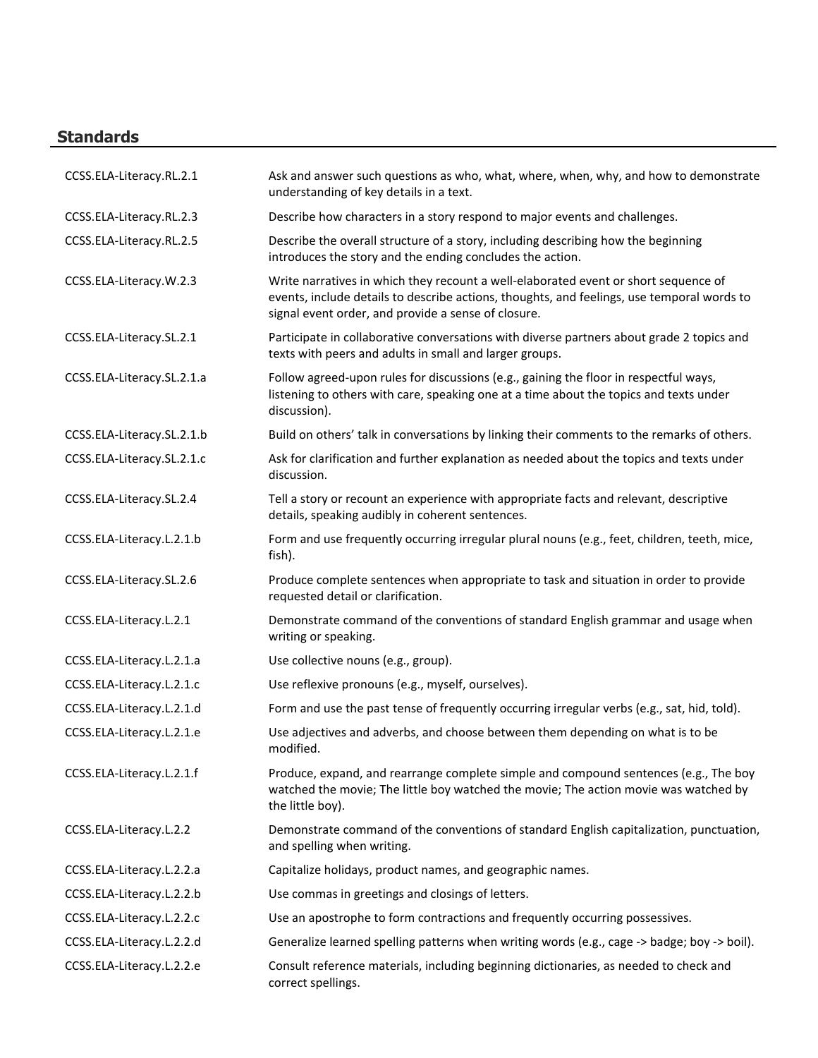## Standards

| | |
|---|---|
| CCSS.ELA-Literacy.RL.2.1 | Ask and answer such questions as who, what, where, when, why, and how to demonstrate understanding of key details in a text. |
| CCSS.ELA-Literacy.RL.2.3 | Describe how characters in a story respond to major events and challenges. |
| CCSS.ELA-Literacy.RL.2.5 | Describe the overall structure of a story, including describing how the beginning introduces the story and the ending concludes the action. |
| CCSS.ELA-Literacy.W.2.3 | Write narratives in which they recount a well-elaborated event or short sequence of events, include details to describe actions, thoughts, and feelings, use temporal words to signal event order, and provide a sense of closure. |
| CCSS.ELA-Literacy.SL.2.1 | Participate in collaborative conversations with diverse partners about grade 2 topics and texts with peers and adults in small and larger groups. |
| CCSS.ELA-Literacy.SL.2.1.a | Follow agreed-upon rules for discussions (e.g., gaining the floor in respectful ways, listening to others with care, speaking one at a time about the topics and texts under discussion). |
| CCSS.ELA-Literacy.SL.2.1.b | Build on others' talk in conversations by linking their comments to the remarks of others. |
| CCSS.ELA-Literacy.SL.2.1.c | Ask for clarification and further explanation as needed about the topics and texts under discussion. |
| CCSS.ELA-Literacy.SL.2.4 | Tell a story or recount an experience with appropriate facts and relevant, descriptive details, speaking audibly in coherent sentences. |
| CCSS.ELA-Literacy.L.2.1.b | Form and use frequently occurring irregular plural nouns (e.g., feet, children, teeth, mice, fish). |
| CCSS.ELA-Literacy.SL.2.6 | Produce complete sentences when appropriate to task and situation in order to provide requested detail or clarification. |
| CCSS.ELA-Literacy.L.2.1 | Demonstrate command of the conventions of standard English grammar and usage when writing or speaking. |
| CCSS.ELA-Literacy.L.2.1.a | Use collective nouns (e.g., group). |
| CCSS.ELA-Literacy.L.2.1.c | Use reflexive pronouns (e.g., myself, ourselves). |
| CCSS.ELA-Literacy.L.2.1.d | Form and use the past tense of frequently occurring irregular verbs (e.g., sat, hid, told). |
| CCSS.ELA-Literacy.L.2.1.e | Use adjectives and adverbs, and choose between them depending on what is to be modified. |
| CCSS.ELA-Literacy.L.2.1.f | Produce, expand, and rearrange complete simple and compound sentences (e.g., The boy watched the movie; The little boy watched the movie; The action movie was watched by the little boy). |
| CCSS.ELA-Literacy.L.2.2 | Demonstrate command of the conventions of standard English capitalization, punctuation, and spelling when writing. |
| CCSS.ELA-Literacy.L.2.2.a | Capitalize holidays, product names, and geographic names. |
| CCSS.ELA-Literacy.L.2.2.b | Use commas in greetings and closings of letters. |
| CCSS.ELA-Literacy.L.2.2.c | Use an apostrophe to form contractions and frequently occurring possessives. |
| CCSS.ELA-Literacy.L.2.2.d | Generalize learned spelling patterns when writing words (e.g., cage -> badge; boy -> boil). |
| CCSS.ELA-Literacy.L.2.2.e | Consult reference materials, including beginning dictionaries, as needed to check and correct spellings. |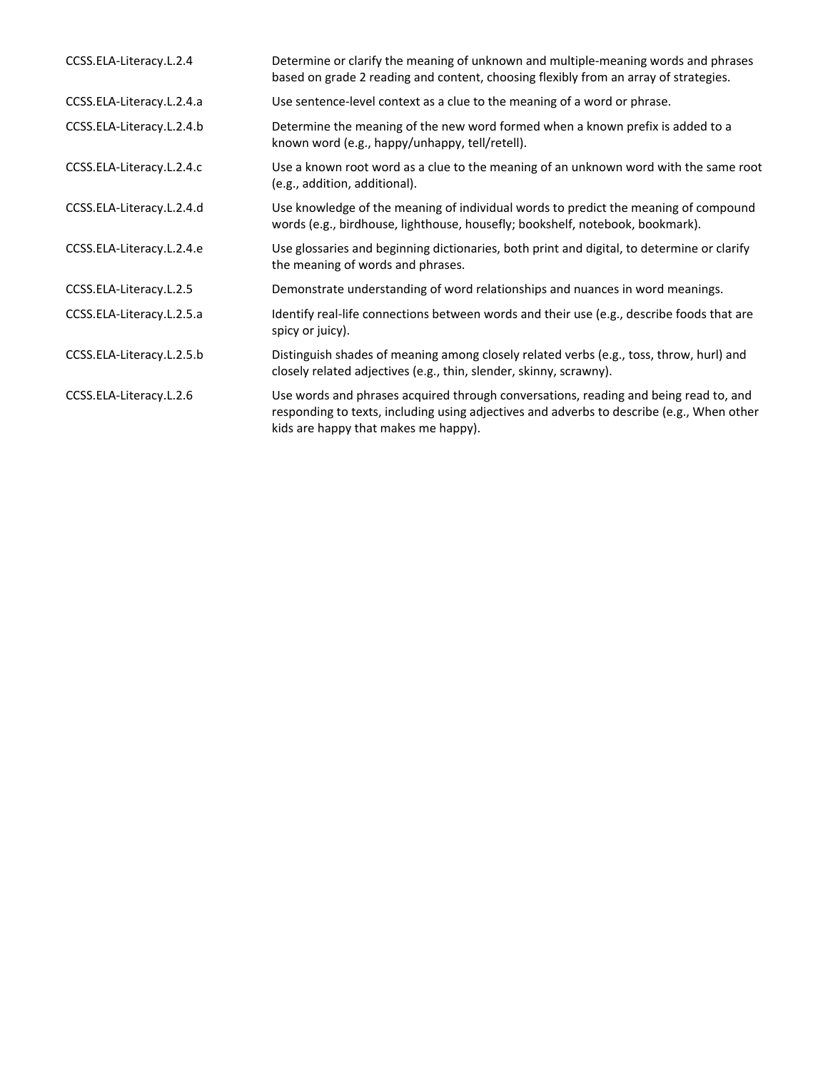| | |
|---|---|
| CCSS.ELA-Literacy.L.2.4 | Determine or clarify the meaning of unknown and multiple-meaning words and phrases based on grade 2 reading and content, choosing flexibly from an array of strategies. |
| CCSS.ELA-Literacy.L.2.4.a | Use sentence-level context as a clue to the meaning of a word or phrase. |
| CCSS.ELA-Literacy.L.2.4.b | Determine the meaning of the new word formed when a known prefix is added to a known word (e.g., happy/unhappy, tell/retell). |
| CCSS.ELA-Literacy.L.2.4.c | Use a known root word as a clue to the meaning of an unknown word with the same root (e.g., addition, additional). |
| CCSS.ELA-Literacy.L.2.4.d | Use knowledge of the meaning of individual words to predict the meaning of compound words (e.g., birdhouse, lighthouse, housefly; bookshelf, notebook, bookmark). |
| CCSS.ELA-Literacy.L.2.4.e | Use glossaries and beginning dictionaries, both print and digital, to determine or clarify the meaning of words and phrases. |
| CCSS.ELA-Literacy.L.2.5 | Demonstrate understanding of word relationships and nuances in word meanings. |
| CCSS.ELA-Literacy.L.2.5.a | Identify real-life connections between words and their use (e.g., describe foods that are spicy or juicy). |
| CCSS.ELA-Literacy.L.2.5.b | Distinguish shades of meaning among closely related verbs (e.g., toss, throw, hurl) and closely related adjectives (e.g., thin, slender, skinny, scrawny). |
| CCSS.ELA-Literacy.L.2.6 | Use words and phrases acquired through conversations, reading and being read to, and responding to texts, including using adjectives and adverbs to describe (e.g., When other kids are happy that makes me happy). |